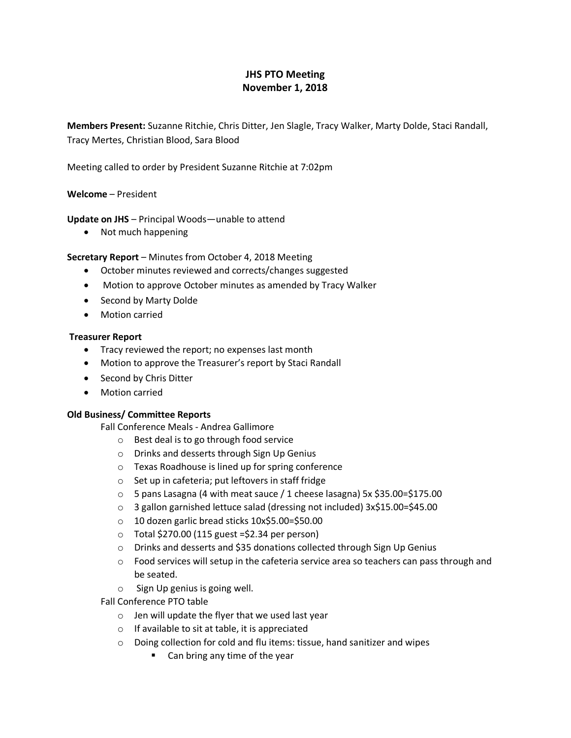# JHS PTO Meeting
## November 1, 2018

**Members Present:** Suzanne Ritchie, Chris Ditter, Jen Slagle, Tracy Walker, Marty Dolde, Staci Randall, Tracy Mertes, Christian Blood, Sara Blood

Meeting called to order by President Suzanne Ritchie at 7:02pm

**Welcome** – President

**Update on JHS** – Principal Woods—unable to attend

- Not much happening

**Secretary Report** – Minutes from October 4, 2018 Meeting

- October minutes reviewed and corrects/changes suggested
- Motion to approve October minutes as amended by Tracy Walker
- Second by Marty Dolde
- Motion carried

**Treasurer Report**

- Tracy reviewed the report; no expenses last month
- Motion to approve the Treasurer's report by Staci Randall
- Second by Chris Ditter
- Motion carried

**Old Business/ Committee Reports**

Fall Conference Meals - Andrea Gallimore

- Best deal is to go through food service
- Drinks and desserts through Sign Up Genius
- Texas Roadhouse is lined up for spring conference
- Set up in cafeteria; put leftovers in staff fridge
- 5 pans Lasagna (4 with meat sauce / 1 cheese lasagna) 5x $35.00=$175.00
- 3 gallon garnished lettuce salad (dressing not included) 3x$15.00=$45.00
- 10 dozen garlic bread sticks 10x$5.00=$50.00
- Total $270.00 (115 guest =$2.34 per person)
- Drinks and desserts and $35 donations collected through Sign Up Genius
- Food services will setup in the cafeteria service area so teachers can pass through and be seated.
- Sign Up genius is going well.

Fall Conference PTO table

- Jen will update the flyer that we used last year
- If available to sit at table, it is appreciated
- Doing collection for cold and flu items: tissue, hand sanitizer and wipes
  - Can bring any time of the year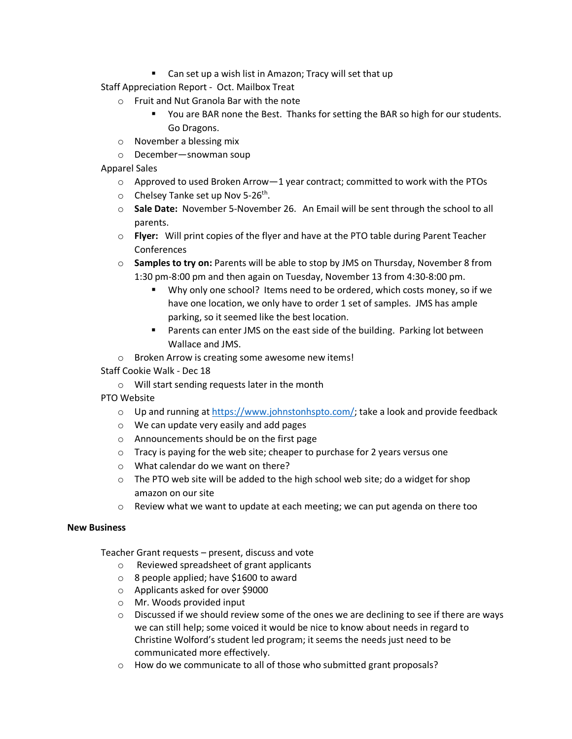- Can set up a wish list in Amazon; Tracy will set that up

Staff Appreciation Report - Oct. Mailbox Treat

- Fruit and Nut Granola Bar with the note
    - You are BAR none the Best. Thanks for setting the BAR so high for our students. Go Dragons.
- November a blessing mix
- December—snowman soup

Apparel Sales

- Approved to used Broken Arrow—1 year contract; committed to work with the PTOs
- Chelsey Tanke set up Nov 5-26th.
- **Sale Date:** November 5-November 26. An Email will be sent through the school to all parents.
- **Flyer:** Will print copies of the flyer and have at the PTO table during Parent Teacher Conferences
- **Samples to try on:** Parents will be able to stop by JMS on Thursday, November 8 from 1:30 pm-8:00 pm and then again on Tuesday, November 13 from 4:30-8:00 pm.
    - Why only one school? Items need to be ordered, which costs money, so if we have one location, we only have to order 1 set of samples. JMS has ample parking, so it seemed like the best location.
    - Parents can enter JMS on the east side of the building. Parking lot between Wallace and JMS.
- Broken Arrow is creating some awesome new items!

Staff Cookie Walk - Dec 18

- Will start sending requests later in the month

PTO Website

- Up and running at https://www.johnstonhspto.com/; take a look and provide feedback
- We can update very easily and add pages
- Announcements should be on the first page
- Tracy is paying for the web site; cheaper to purchase for 2 years versus one
- What calendar do we want on there?
- The PTO web site will be added to the high school web site; do a widget for shop amazon on our site
- Review what we want to update at each meeting; we can put agenda on there too

**New Business**

Teacher Grant requests – present, discuss and vote

- Reviewed spreadsheet of grant applicants
- 8 people applied; have $1600 to award
- Applicants asked for over $9000
- Mr. Woods provided input
- Discussed if we should review some of the ones we are declining to see if there are ways we can still help; some voiced it would be nice to know about needs in regard to Christine Wolford's student led program; it seems the needs just need to be communicated more effectively.
- How do we communicate to all of those who submitted grant proposals?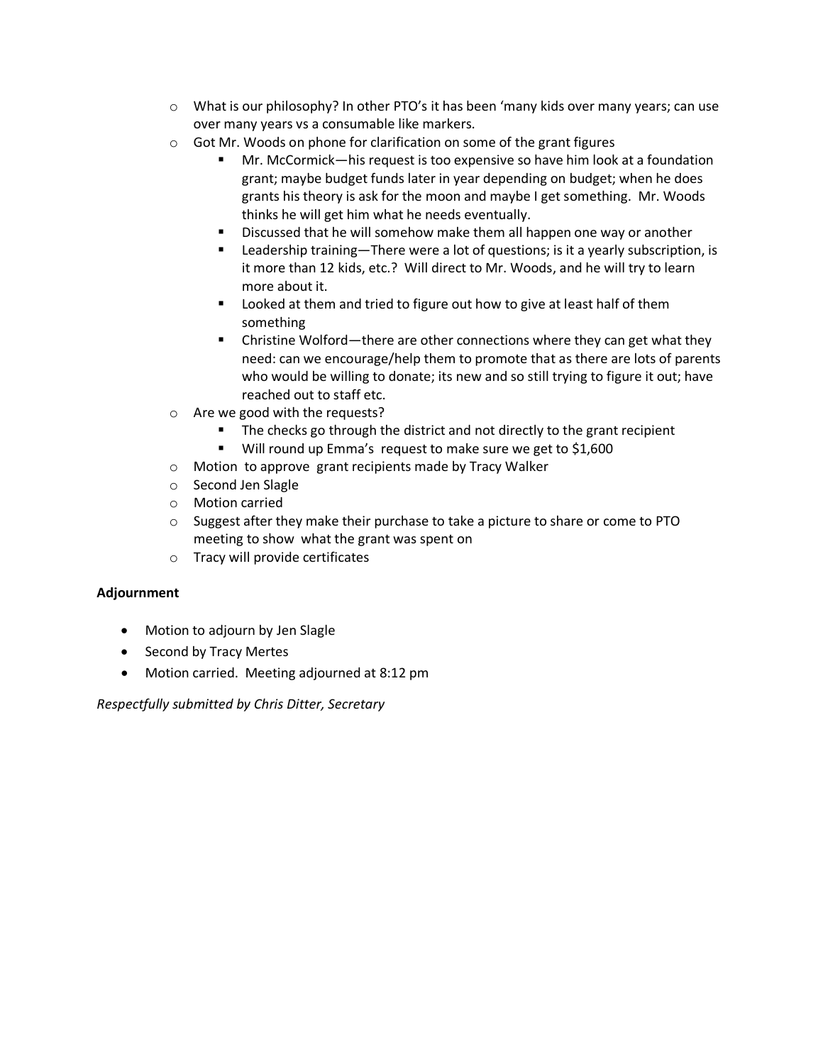- What is our philosophy? In other PTO's it has been 'many kids over many years; can use over many years vs a consumable like markers.
- Got Mr. Woods on phone for clarification on some of the grant figures
  - Mr. McCormick—his request is too expensive so have him look at a foundation grant; maybe budget funds later in year depending on budget; when he does grants his theory is ask for the moon and maybe I get something. Mr. Woods thinks he will get him what he needs eventually.
  - Discussed that he will somehow make them all happen one way or another
  - Leadership training—There were a lot of questions; is it a yearly subscription, is it more than 12 kids, etc.? Will direct to Mr. Woods, and he will try to learn more about it.
  - Looked at them and tried to figure out how to give at least half of them something
  - Christine Wolford—there are other connections where they can get what they need: can we encourage/help them to promote that as there are lots of parents who would be willing to donate; its new and so still trying to figure it out; have reached out to staff etc.
- Are we good with the requests?
  - The checks go through the district and not directly to the grant recipient
  - Will round up Emma's request to make sure we get to $1,600
- Motion to approve grant recipients made by Tracy Walker
- Second Jen Slagle
- Motion carried
- Suggest after they make their purchase to take a picture to share or come to PTO meeting to show what the grant was spent on
- Tracy will provide certificates

**Adjournment**

- Motion to adjourn by Jen Slagle
- Second by Tracy Mertes
- Motion carried. Meeting adjourned at 8:12 pm

*Respectfully submitted by Chris Ditter, Secretary*